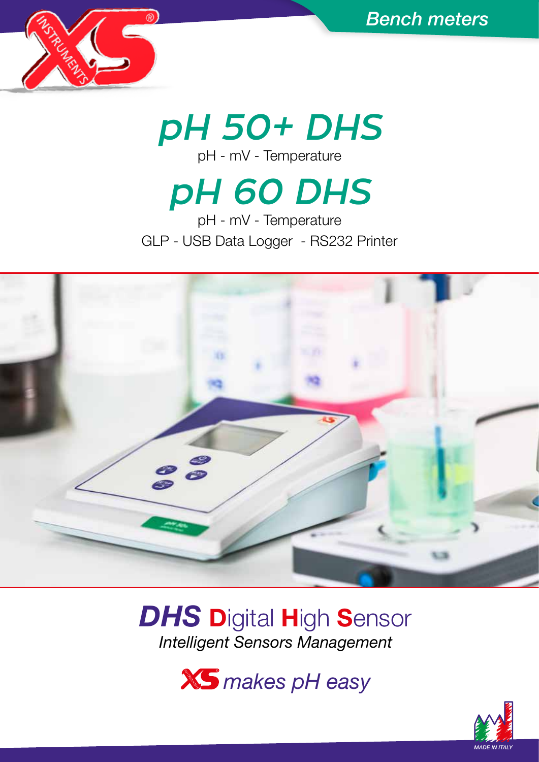Bench meters

# pH 50+ DHS

pH - mV - Temperature

# pH 60 DHS

pH - mV - Temperature

GLP - USB Data Logger - RS232 Printer

## *DHS* **D**igital **H**igh **S**ensor

*Intelligent Sensors Management*

*XS makes pH easy*

MADE IN ITALY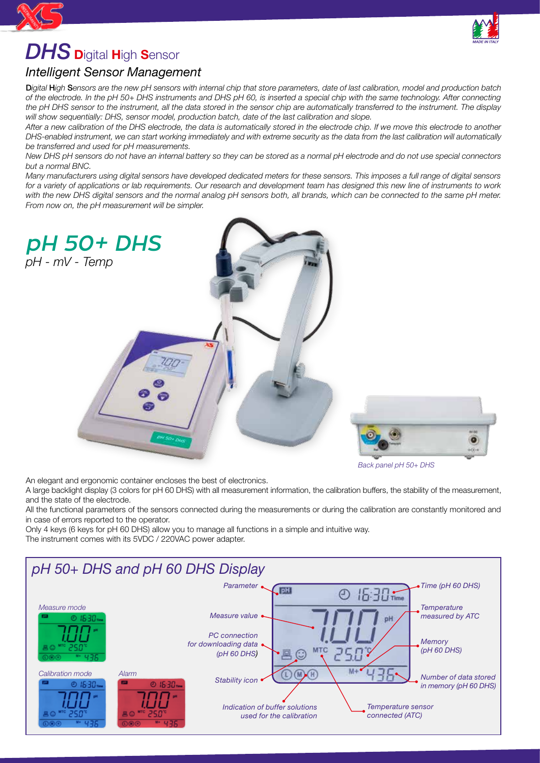# *DHS* **D**igital **H**igh **S**ensor

## *Intelligent Sensor Management*

***D****igital* ***H****igh* ***S****ensors are the new pH sensors with internal chip that store parameters, date of last calibration, model and production batch of the electrode. In the pH 50+ DHS instruments and DHS pH 60, is inserted a special chip with the same technology. After connecting the pH DHS sensor to the instrument, all the data stored in the sensor chip are automatically transferred to the instrument. The display will show sequentially: DHS, sensor model, production batch, date of the last calibration and slope.*

*After a new calibration of the DHS electrode, the data is automatically stored in the electrode chip. If we move this electrode to another DHS-enabled instrument, we can start working immediately and with extreme security as the data from the last calibration will automatically be transferred and used for pH measurements.*

*New DHS pH sensors do not have an internal battery so they can be stored as a normal pH electrode and do not use special connectors but a normal BNC.*

*Many manufacturers using digital sensors have developed dedicated meters for these sensors. This imposes a full range of digital sensors for a variety of applications or lab requirements. Our research and development team has designed this new line of instruments to work with the new DHS digital sensors and the normal analog pH sensors both, all brands, which can be connected to the same pH meter. From now on, the pH measurement will be simpler.*

## *pH 50+ DHS*

*pH - mV - Temp*

*Back panel pH 50+ DHS*

An elegant and ergonomic container encloses the best of electronics.

A large backlight display (3 colors for pH 60 DHS) with all measurement information, the calibration buffers, the stability of the measurement, and the state of the electrode.

All the functional parameters of the sensors connected during the measurements or during the calibration are constantly monitored and in case of errors reported to the operator.

Only 4 keys (6 keys for pH 60 DHS) allow you to manage all functions in a simple and intuitive way.

The instrument comes with its 5VDC / 220VAC power adapter.

## *pH 50+ DHS and pH 60 DHS Display*

*Measure mode*

*Calibration mode*

*Alarm*

- *Parameter*
- *Measure value*
- *PC connection for downloading data (pH 60 DHS)*
- *Stability icon*
- *Indication of buffer solutions used for the calibration*
- *Time (pH 60 DHS)*
- *Temperature measured by ATC*
- *Memory (pH 60 DHS)*
- *Number of data stored in memory (pH 60 DHS)*
- *Temperature sensor connected (ATC)*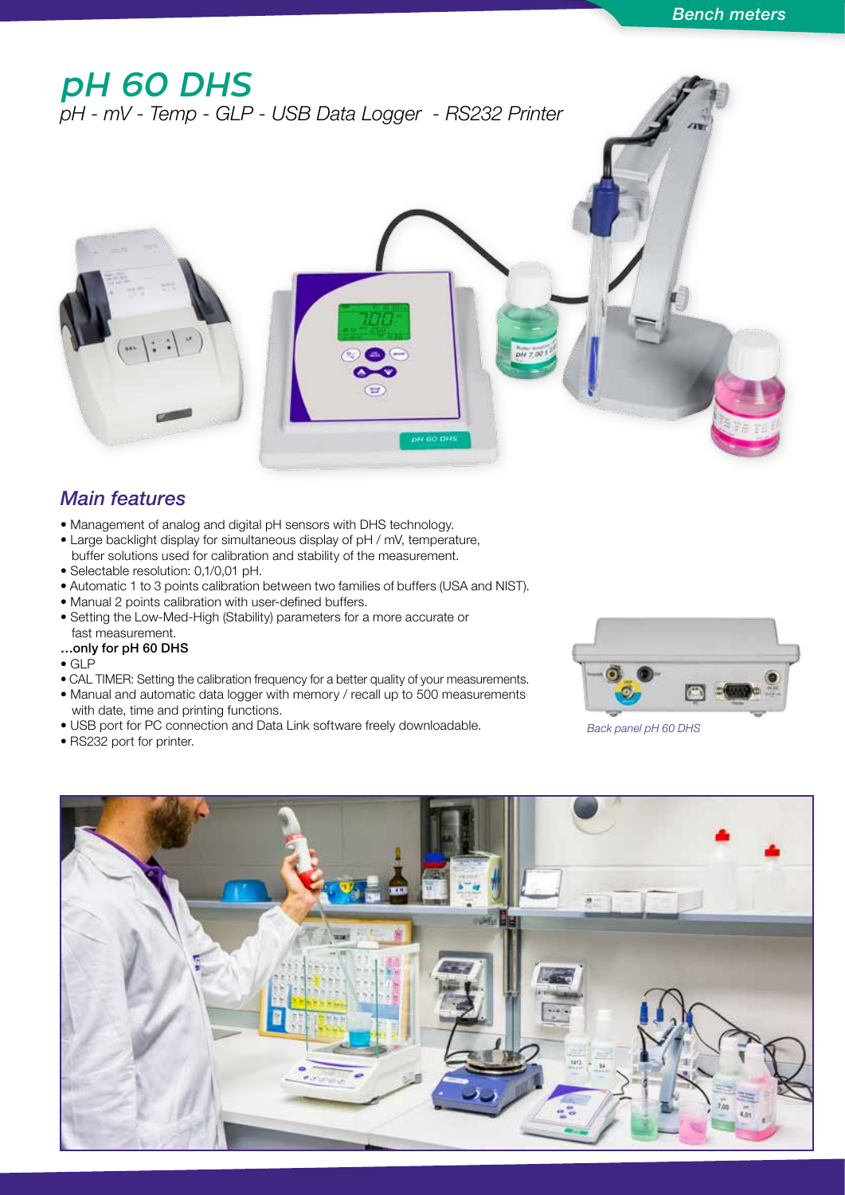# pH 60 DHS

*pH - mV - Temp - GLP - USB Data Logger - RS232 Printer*

## *Main features*

- Management of analog and digital pH sensors with DHS technology.
- Large backlight display for simultaneous display of pH / mV, temperature, buffer solutions used for calibration and stability of the measurement.
- Selectable resolution: 0,1/0,01 pH.
- Automatic 1 to 3 points calibration between two families of buffers (USA and NIST).
- Manual 2 points calibration with user-defined buffers.
- Setting the Low-Med-High (Stability) parameters for a more accurate or fast measurement.

**…only for pH 60 DHS**

- GLP
- CAL TIMER: Setting the calibration frequency for a better quality of your measurements.
- Manual and automatic data logger with memory / recall up to 500 measurements with date, time and printing functions.
- USB port for PC connection and Data Link software freely downloadable.
- RS232 port for printer.

*Back panel pH 60 DHS*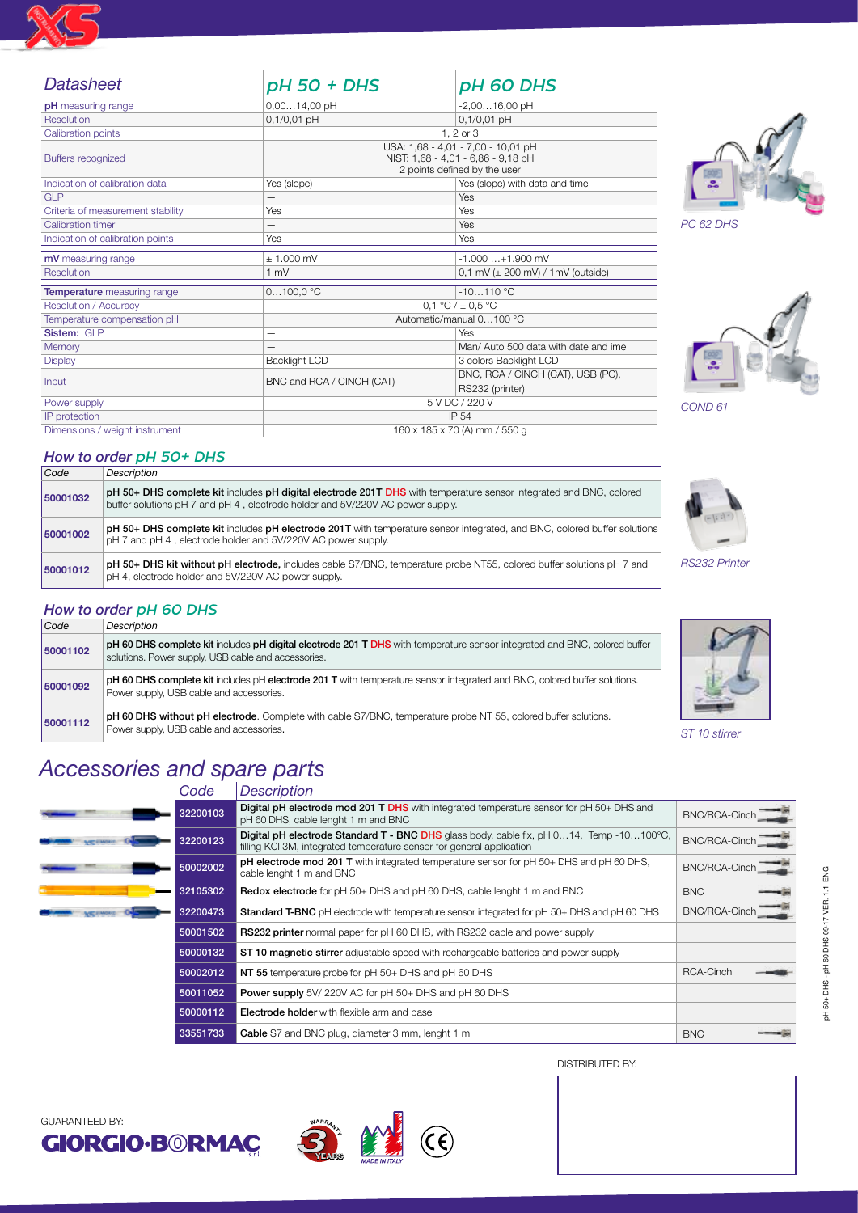## Datasheet

| Datasheet | pH 50 + DHS | pH 60 DHS |
|---|---|---|
| **pH** measuring range | 0,00…14,00 pH | -2,00…16,00 pH |
| Resolution | 0,1/0,01 pH | 0,1/0,01 pH |
| Calibration points | 1, 2 or 3 | |
| Buffers recognized | USA: 1,68 - 4,01 - 7,00 - 10,01 pH<br>NIST: 1,68 - 4,01 - 6,86 - 9,18 pH<br>2 points defined by the user | |
| Indication of calibration data | Yes (slope) | Yes (slope) with data and time |
| GLP | — | Yes |
| Criteria of measurement stability | Yes | Yes |
| Calibration timer | — | Yes |
| Indication of calibration points | Yes | Yes |
| **mV** measuring range | ± 1.000 mV | -1.000 …+1.900 mV |
| Resolution | 1 mV | 0,1 mV (± 200 mV) / 1mV (outside) |
| **Temperature** measuring range | 0…100,0 °C | -10…110 °C |
| Resolution / Accuracy | 0,1 °C / ± 0,5 °C | |
| Temperature compensation pH | Automatic/manual 0…100 °C | |
| **Sistem:** GLP | — | Yes |
| Memory | — | Man/ Auto 500 data with date and ime |
| Display | Backlight LCD | 3 colors Backlight LCD |
| Input | BNC and RCA / CINCH (CAT) | BNC, RCA / CINCH (CAT), USB (PC), RS232 (printer) |
| Power supply | 5 V DC / 220 V | |
| IP protection | IP 54 | |
| Dimensions / weight instrument | 160 x 185 x 70 (A) mm / 550 g | |

PC 62 DHS

COND 61

RS232 Printer

ST 10 stirrer

### How to order pH 50+ DHS

| Code | Description |
|---|---|
| 50001032 | **pH 50+ DHS complete kit** includes **pH digital electrode 201T DHS** with temperature sensor integrated and BNC, colored buffer solutions pH 7 and pH 4 , electrode holder and 5V/220V AC power supply. |
| 50001002 | **pH 50+ DHS complete kit** includes **pH electrode 201T** with temperature sensor integrated, and BNC, colored buffer solutions pH 7 and pH 4 , electrode holder and 5V/220V AC power supply. |
| 50001012 | **pH 50+ DHS kit without pH electrode,** includes cable S7/BNC, temperature probe NT55, colored buffer solutions pH 7 and pH 4, electrode holder and 5V/220V AC power supply. |

### How to order pH 60 DHS

| Code | Description |
|---|---|
| 50001102 | **pH 60 DHS complete kit** includes **pH digital electrode 201 T DHS** with temperature sensor integrated and BNC, colored buffer solutions. Power supply, USB cable and accessories. |
| 50001092 | **pH 60 DHS complete kit** includes pH **electrode 201 T** with temperature sensor integrated and BNC, colored buffer solutions. Power supply, USB cable and accessories. |
| 50001112 | **pH 60 DHS without pH electrode**. Complete with cable S7/BNC, temperature probe NT 55, colored buffer solutions. Power supply, USB cable and accessories. |

# Accessories and spare parts

| Code | Description | |
|---|---|---|
| 32200103 | **Digital pH electrode mod 201 T DHS** with integrated temperature sensor for pH 50+ DHS and pH 60 DHS, cable lenght 1 m and BNC | BNC/RCA-Cinch |
| 32200123 | **Digital pH electrode Standard T - BNC DHS** glass body, cable fix, pH 0…14, Temp -10…100°C, filling KCl 3M, integrated temperature sensor for general application | BNC/RCA-Cinch |
| 50002002 | **pH electrode mod 201 T** with integrated temperature sensor for pH 50+ DHS and pH 60 DHS, cable lenght 1 m and BNC | BNC/RCA-Cinch |
| 32105302 | **Redox electrode** for pH 50+ DHS and pH 60 DHS, cable lenght 1 m and BNC | BNC |
| 32200473 | **Standard T-BNC** pH electrode with temperature sensor integrated for pH 50+ DHS and pH 60 DHS | BNC/RCA-Cinch |
| 50001502 | **RS232 printer** normal paper for pH 60 DHS, with RS232 cable and power supply | |
| 50000132 | **ST 10 magnetic stirrer** adjustable speed with rechargeable batteries and power supply | |
| 50002012 | **NT 55** temperature probe for pH 50+ DHS and pH 60 DHS | RCA-Cinch |
| 50011052 | **Power supply** 5V/ 220V AC for pH 50+ DHS and pH 60 DHS | |
| 50000112 | **Electrode holder** with flexible arm and base | |
| 33551733 | **Cable** S7 and BNC plug, diameter 3 mm, lenght 1 m | BNC |

pH 50+ DHS - pH 60 DHS 09-17 VER. 1.1 ENG

DISTRIBUTED BY:

GUARANTEED BY:

GIORGIO·BORMAC s.r.l.

WARRANTY 3 YEARS

MADE IN ITALY

CE